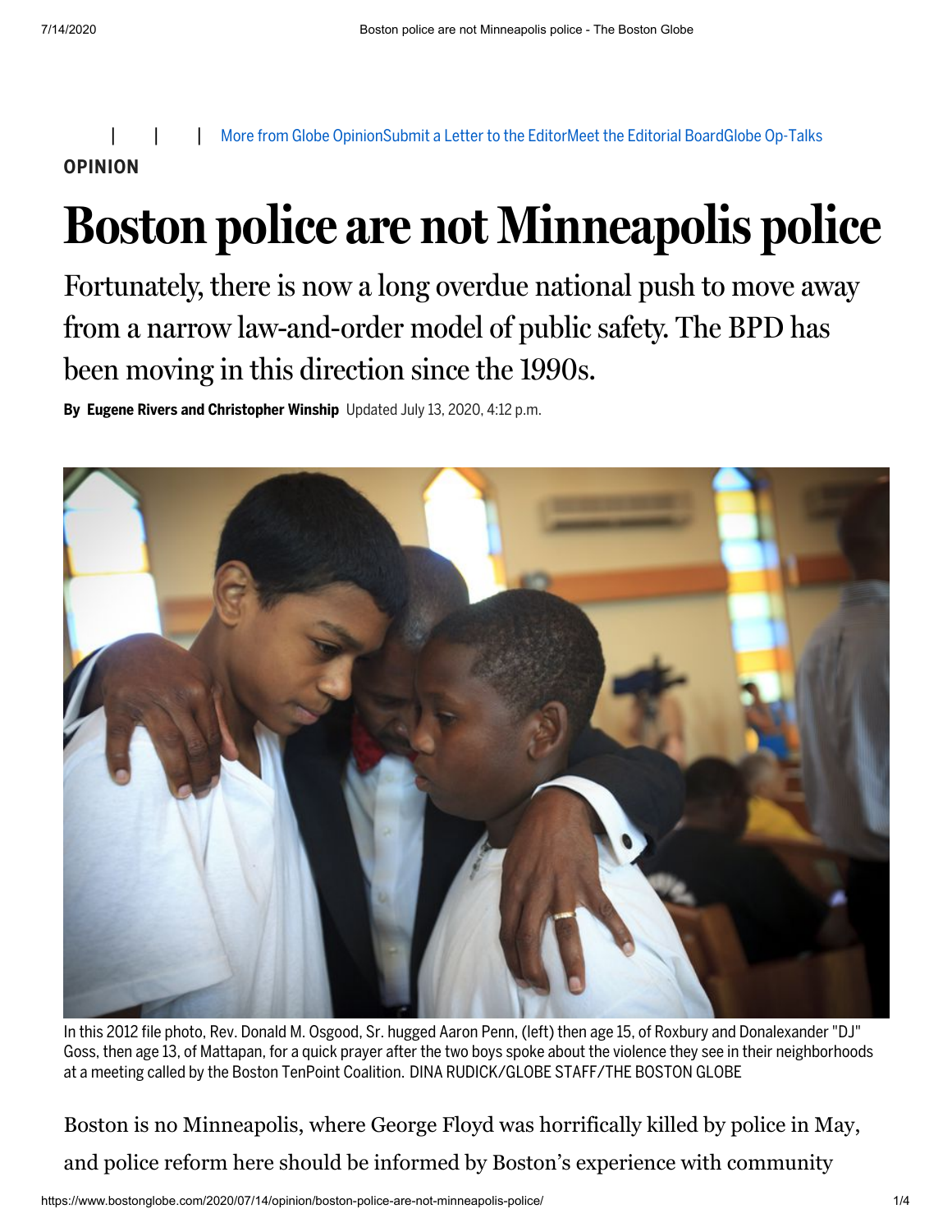| | | More from Globe Opinion Submit a Letter to the Editor Meet the Editorial Board Globe Op-Talks

**OPINION**

# Boston police are not Minneapolis police

## Fortunately, there is now a long overdue national push to move away from a narrow law-and-order model of public safety. The BPD has been moving in this direction since the 1990s.

**By Eugene Rivers and Christopher Winship** Updated July 13, 2020, 4:12 p.m.

In this 2012 file photo, Rev. Donald M. Osgood, Sr. hugged Aaron Penn, (left) then age 15, of Roxbury and Donalexander "DJ" Goss, then age 13, of Mattapan, for a quick prayer after the two boys spoke about the violence they see in their neighborhoods at a meeting called by the Boston TenPoint Coalition. DINA RUDICK/GLOBE STAFF/THE BOSTON GLOBE

Boston is no Minneapolis, where George Floyd was horrifically killed by police in May, and police reform here should be informed by Boston's experience with community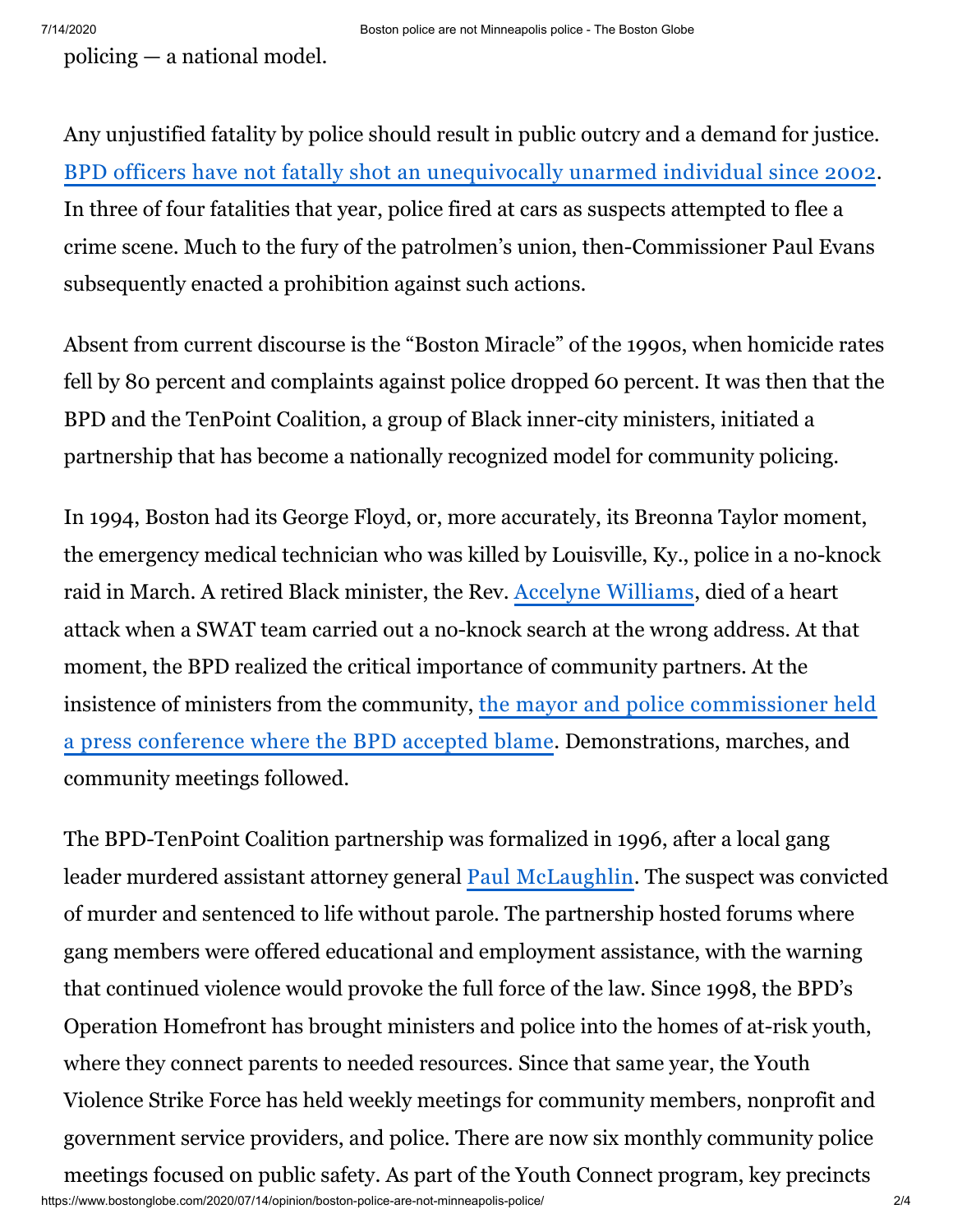policing — a national model.

Any unjustified fatality by police should result in public outcry and a demand for justice. BPD officers have not fatally shot an unequivocally unarmed individual since 2002. In three of four fatalities that year, police fired at cars as suspects attempted to flee a crime scene. Much to the fury of the patrolmen's union, then-Commissioner Paul Evans subsequently enacted a prohibition against such actions.

Absent from current discourse is the "Boston Miracle" of the 1990s, when homicide rates fell by 80 percent and complaints against police dropped 60 percent. It was then that the BPD and the TenPoint Coalition, a group of Black inner-city ministers, initiated a partnership that has become a nationally recognized model for community policing.

In 1994, Boston had its George Floyd, or, more accurately, its Breonna Taylor moment, the emergency medical technician who was killed by Louisville, Ky., police in a no-knock raid in March. A retired Black minister, the Rev. Accelyne Williams, died of a heart attack when a SWAT team carried out a no-knock search at the wrong address. At that moment, the BPD realized the critical importance of community partners. At the insistence of ministers from the community, the mayor and police commissioner held a press conference where the BPD accepted blame. Demonstrations, marches, and community meetings followed.

The BPD-TenPoint Coalition partnership was formalized in 1996, after a local gang leader murdered assistant attorney general Paul McLaughlin. The suspect was convicted of murder and sentenced to life without parole. The partnership hosted forums where gang members were offered educational and employment assistance, with the warning that continued violence would provoke the full force of the law. Since 1998, the BPD's Operation Homefront has brought ministers and police into the homes of at-risk youth, where they connect parents to needed resources. Since that same year, the Youth Violence Strike Force has held weekly meetings for community members, nonprofit and government service providers, and police. There are now six monthly community police meetings focused on public safety. As part of the Youth Connect program, key precincts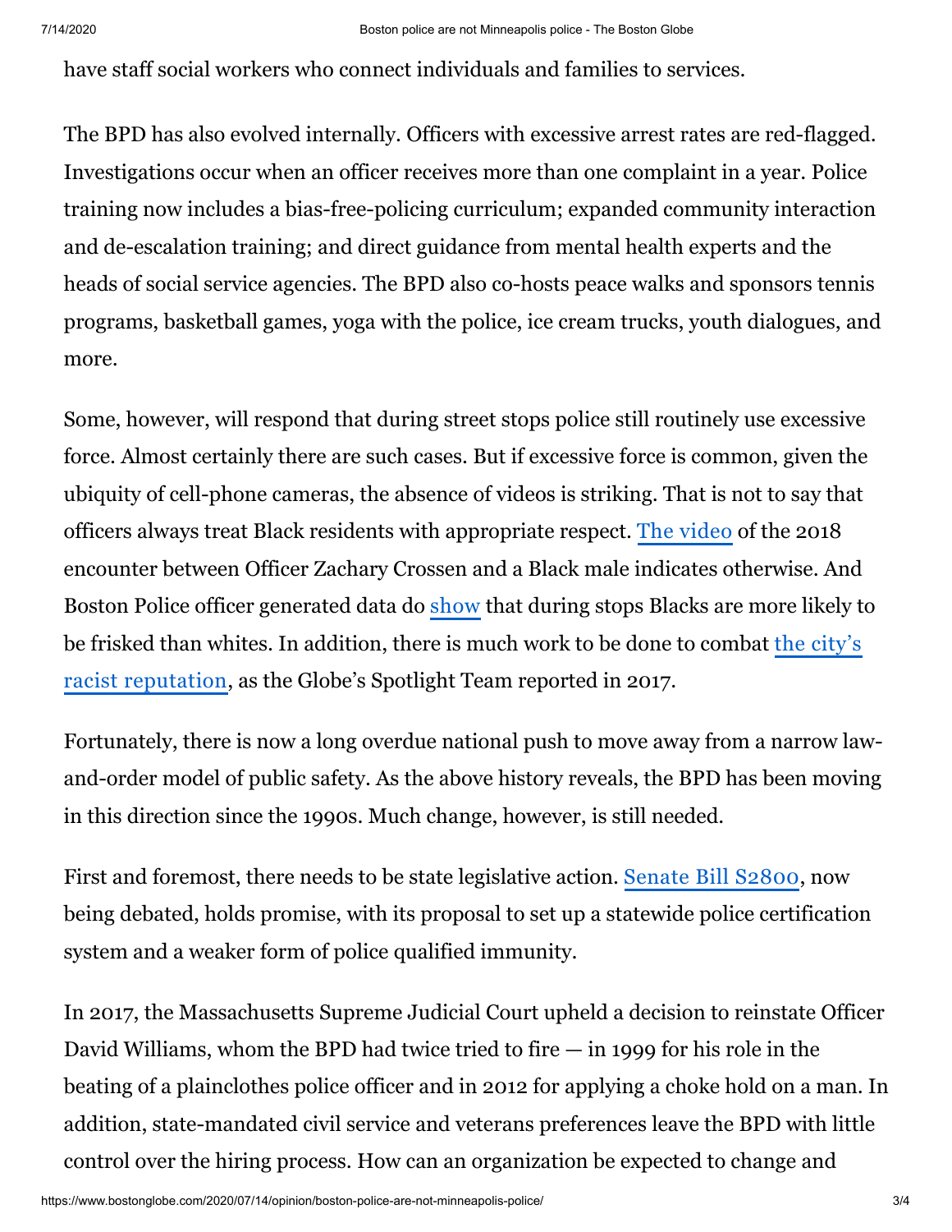have staff social workers who connect individuals and families to services.

The BPD has also evolved internally. Officers with excessive arrest rates are red-flagged. Investigations occur when an officer receives more than one complaint in a year. Police training now includes a bias-free-policing curriculum; expanded community interaction and de-escalation training; and direct guidance from mental health experts and the heads of social service agencies. The BPD also co-hosts peace walks and sponsors tennis programs, basketball games, yoga with the police, ice cream trucks, youth dialogues, and more.

Some, however, will respond that during street stops police still routinely use excessive force. Almost certainly there are such cases. But if excessive force is common, given the ubiquity of cell-phone cameras, the absence of videos is striking. That is not to say that officers always treat Black residents with appropriate respect. The video of the 2018 encounter between Officer Zachary Crossen and a Black male indicates otherwise. And Boston Police officer generated data do show that during stops Blacks are more likely to be frisked than whites. In addition, there is much work to be done to combat the city's racist reputation, as the Globe's Spotlight Team reported in 2017.

Fortunately, there is now a long overdue national push to move away from a narrow law-and-order model of public safety. As the above history reveals, the BPD has been moving in this direction since the 1990s. Much change, however, is still needed.

First and foremost, there needs to be state legislative action. Senate Bill S2800, now being debated, holds promise, with its proposal to set up a statewide police certification system and a weaker form of police qualified immunity.

In 2017, the Massachusetts Supreme Judicial Court upheld a decision to reinstate Officer David Williams, whom the BPD had twice tried to fire — in 1999 for his role in the beating of a plainclothes police officer and in 2012 for applying a choke hold on a man. In addition, state-mandated civil service and veterans preferences leave the BPD with little control over the hiring process. How can an organization be expected to change and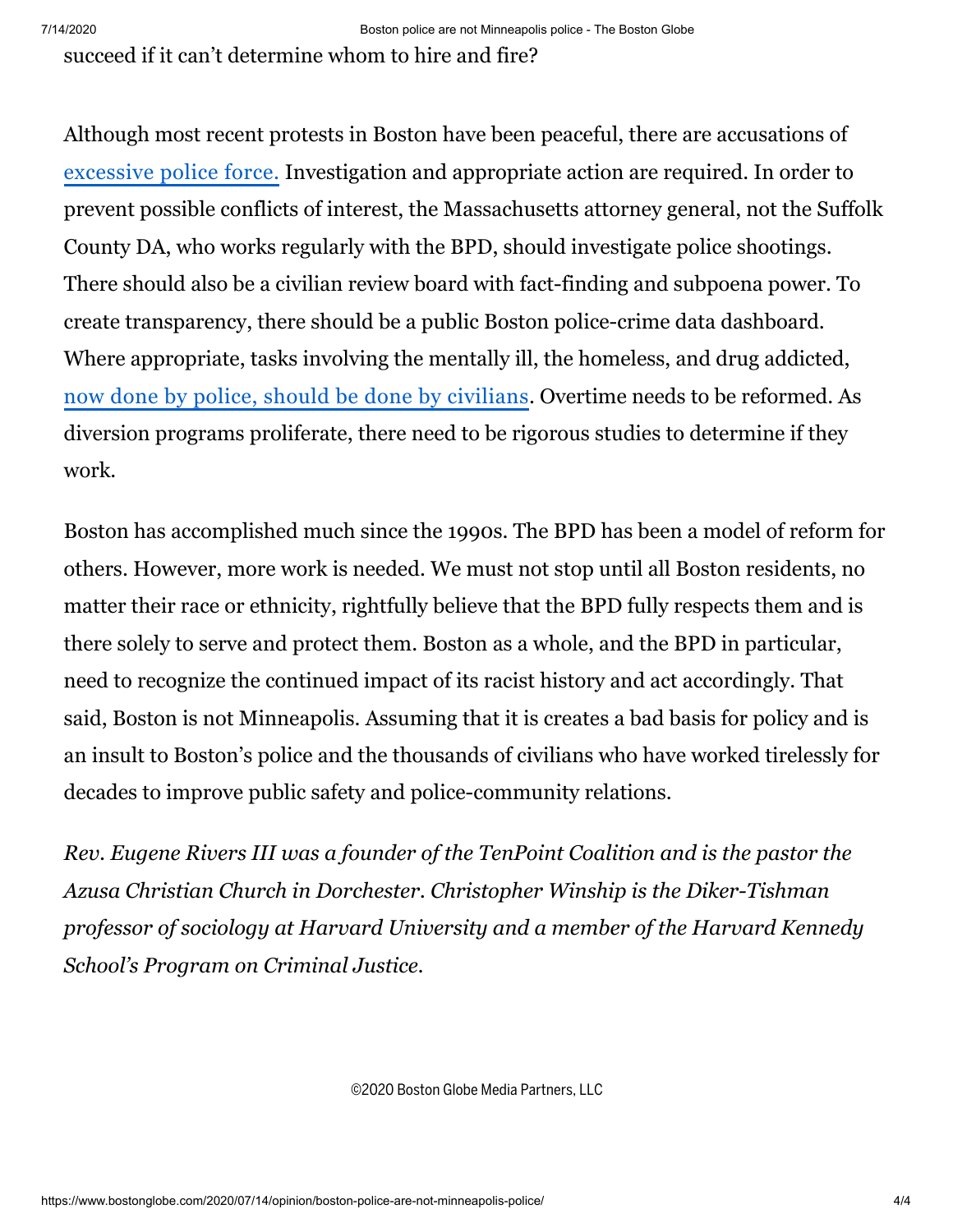succeed if it can't determine whom to hire and fire?

Although most recent protests in Boston have been peaceful, there are accusations of excessive police force. Investigation and appropriate action are required. In order to prevent possible conflicts of interest, the Massachusetts attorney general, not the Suffolk County DA, who works regularly with the BPD, should investigate police shootings. There should also be a civilian review board with fact-finding and subpoena power. To create transparency, there should be a public Boston police-crime data dashboard. Where appropriate, tasks involving the mentally ill, the homeless, and drug addicted, now done by police, should be done by civilians. Overtime needs to be reformed. As diversion programs proliferate, there need to be rigorous studies to determine if they work.

Boston has accomplished much since the 1990s. The BPD has been a model of reform for others. However, more work is needed. We must not stop until all Boston residents, no matter their race or ethnicity, rightfully believe that the BPD fully respects them and is there solely to serve and protect them. Boston as a whole, and the BPD in particular, need to recognize the continued impact of its racist history and act accordingly. That said, Boston is not Minneapolis. Assuming that it is creates a bad basis for policy and is an insult to Boston's police and the thousands of civilians who have worked tirelessly for decades to improve public safety and police-community relations.

*Rev. Eugene Rivers III was a founder of the TenPoint Coalition and is the pastor the Azusa Christian Church in Dorchester. Christopher Winship is the Diker-Tishman professor of sociology at Harvard University and a member of the Harvard Kennedy School's Program on Criminal Justice.*

©2020 Boston Globe Media Partners, LLC